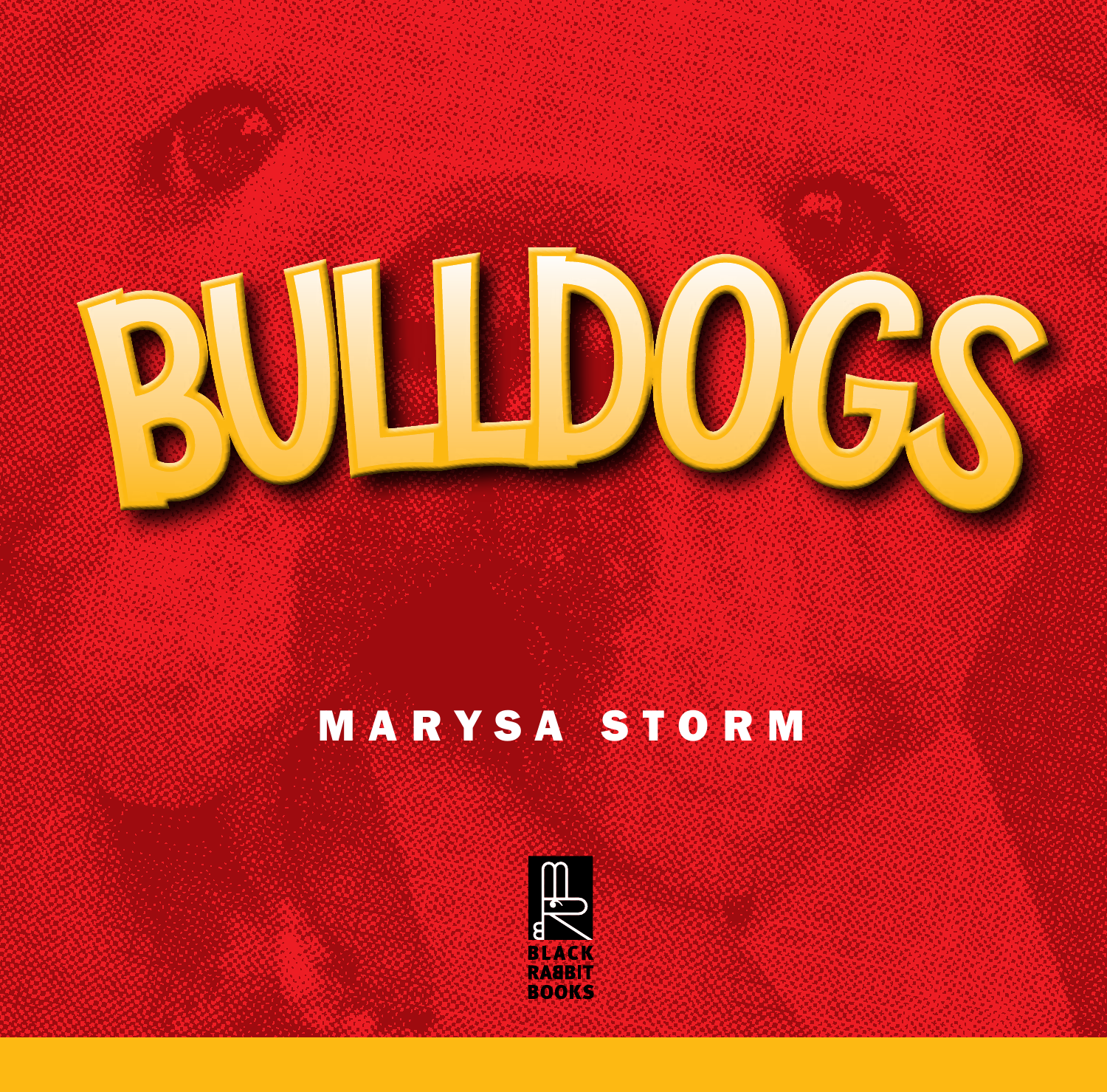# BULLDOGS

MARYSA STORM

BLACK RABBIT BOOKS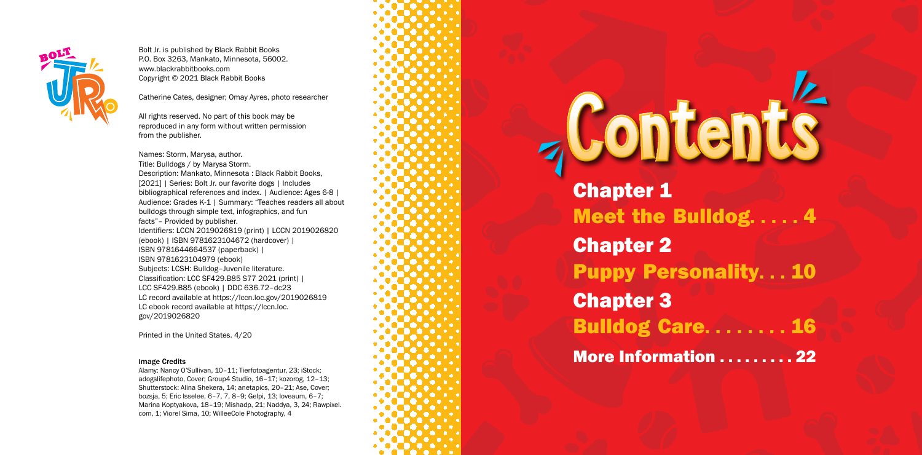Bolt Jr. is published by Black Rabbit Books
P.O. Box 3263, Mankato, Minnesota, 56002.
www.blackrabbitbooks.com
Copyright © 2021 Black Rabbit Books

Catherine Cates, designer; Omay Ayres, photo researcher

All rights reserved. No part of this book may be reproduced in any form without written permission from the publisher.

Names: Storm, Marysa, author.
Title: Bulldogs / by Marysa Storm.
Description: Mankato, Minnesota : Black Rabbit Books, [2021] | Series: Bolt Jr. our favorite dogs | Includes bibliographical references and index. | Audience: Ages 6-8 | Audience: Grades K-1 | Summary: "Teaches readers all about bulldogs through simple text, infographics, and fun facts"– Provided by publisher.
Identifiers: LCCN 2019026819 (print) | LCCN 2019026820 (ebook) | ISBN 9781623104672 (hardcover) | ISBN 9781644664537 (paperback) | ISBN 9781623104979 (ebook)
Subjects: LCSH: Bulldog–Juvenile literature.
Classification: LCC SF429.B85 S77 2021 (print) | LCC SF429.B85 (ebook) | DDC 636.72–dc23
LC record available at https://lccn.loc.gov/2019026819
LC ebook record available at https://lccn.loc.gov/2019026820

Printed in the United States. 4/20

**Image Credits**

Alamy: Nancy O'Sullivan, 10–11; Tierfotoagentur, 23; iStock: adogslifephoto, Cover; Group4 Studio, 16–17; kozorog, 12–13; Shutterstock: Alina Shekera, 14; anetapics, 20–21; Ase, Cover; bozsja, 5; Eric Isselee, 6–7, 7, 8–9; Gelpi, 13; loveaum, 6–7; Marina Koptyakova, 18–19; Mishadp, 21; Naddya, 3, 24; Rawpixel.com, 1; Viorel Sima, 10; WilleeCole Photography, 4

# Contents

**Chapter 1**
**Meet the Bulldog. . . . . 4**

**Chapter 2**
**Puppy Personality. . . 10**

**Chapter 3**
**Bulldog Care. . . . . . . . 16**

**More Information . . . . . . . . . 22**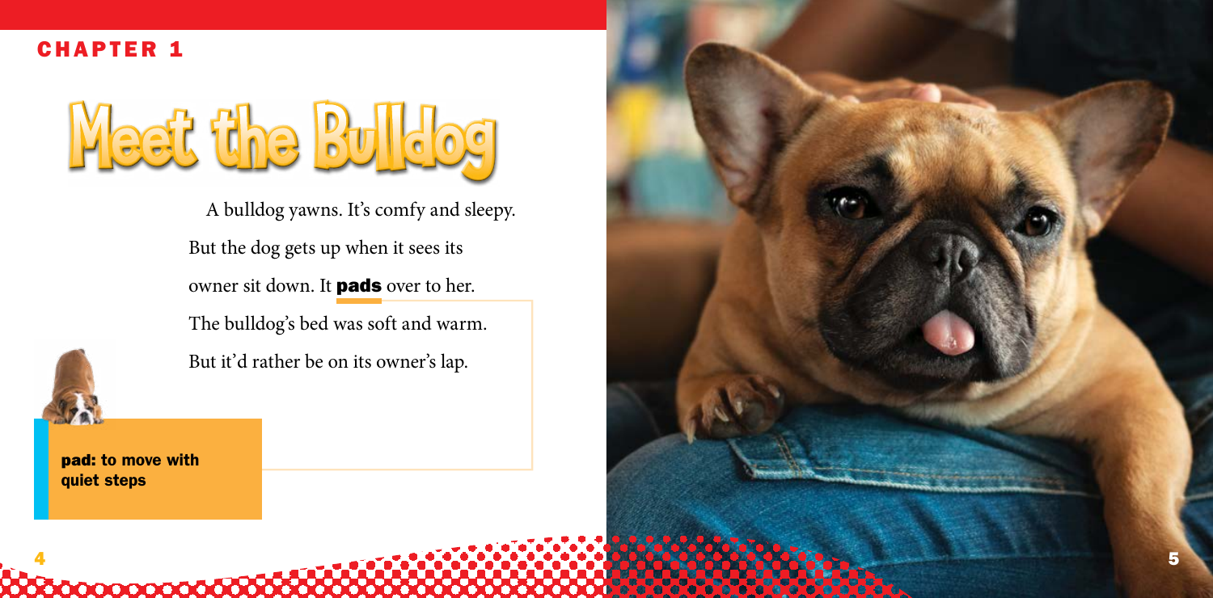CHAPTER 1

# Meet the Bulldog

A bulldog yawns. It's comfy and sleepy. But the dog gets up when it sees its owner sit down. It **pads** over to her. The bulldog's bed was soft and warm. But it'd rather be on its owner's lap.

**pad: to move with quiet steps**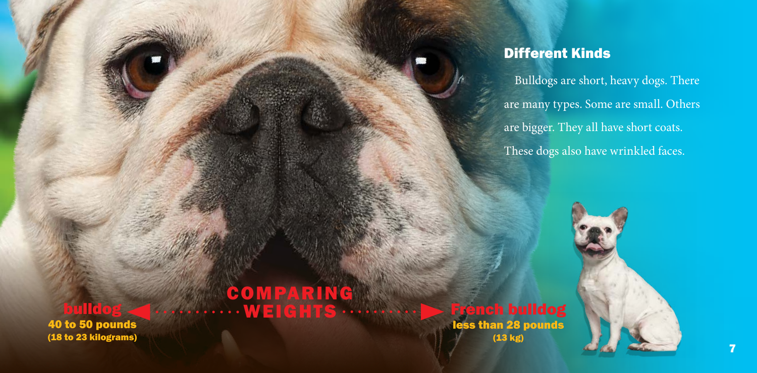## Different Kinds

Bulldogs are short, heavy dogs. There are many types. Some are small. Others are bigger. They all have short coats. These dogs also have wrinkled faces.

COMPARING WEIGHTS

bulldog
40 to 50 pounds
(18 to 23 kilograms)

French bulldog
less than 28 pounds
(13 kg)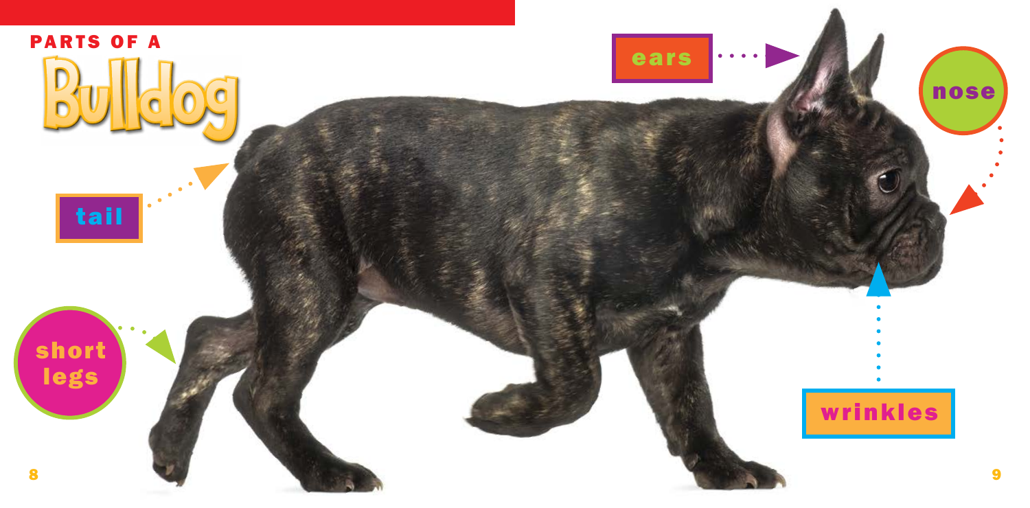# PARTS OF A Bulldog

ears

nose

tail

short legs

wrinkles